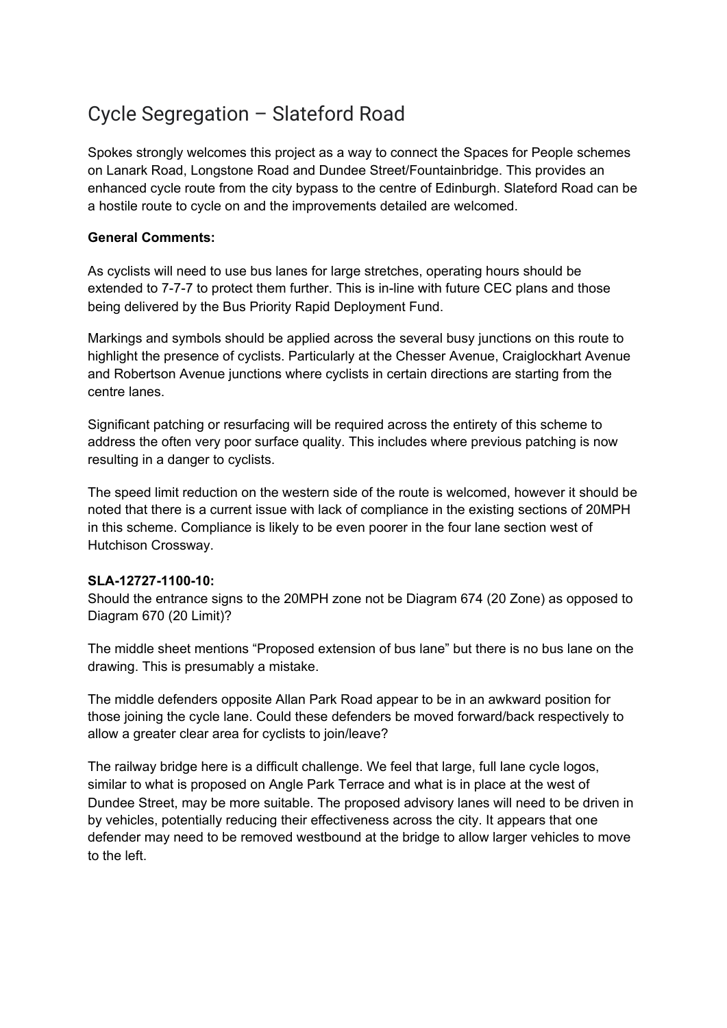# Cycle Segregation – Slateford Road

Spokes strongly welcomes this project as a way to connect the Spaces for People schemes on Lanark Road, Longstone Road and Dundee Street/Fountainbridge. This provides an enhanced cycle route from the city bypass to the centre of Edinburgh. Slateford Road can be a hostile route to cycle on and the improvements detailed are welcomed.

**General Comments:**

As cyclists will need to use bus lanes for large stretches, operating hours should be extended to 7-7-7 to protect them further. This is in-line with future CEC plans and those being delivered by the Bus Priority Rapid Deployment Fund.

Markings and symbols should be applied across the several busy junctions on this route to highlight the presence of cyclists. Particularly at the Chesser Avenue, Craiglockhart Avenue and Robertson Avenue junctions where cyclists in certain directions are starting from the centre lanes.

Significant patching or resurfacing will be required across the entirety of this scheme to address the often very poor surface quality. This includes where previous patching is now resulting in a danger to cyclists.

The speed limit reduction on the western side of the route is welcomed, however it should be noted that there is a current issue with lack of compliance in the existing sections of 20MPH in this scheme. Compliance is likely to be even poorer in the four lane section west of Hutchison Crossway.

**SLA-12727-1100-10:**
Should the entrance signs to the 20MPH zone not be Diagram 674 (20 Zone) as opposed to Diagram 670 (20 Limit)?

The middle sheet mentions "Proposed extension of bus lane" but there is no bus lane on the drawing. This is presumably a mistake.

The middle defenders opposite Allan Park Road appear to be in an awkward position for those joining the cycle lane. Could these defenders be moved forward/back respectively to allow a greater clear area for cyclists to join/leave?

The railway bridge here is a difficult challenge. We feel that large, full lane cycle logos, similar to what is proposed on Angle Park Terrace and what is in place at the west of Dundee Street, may be more suitable. The proposed advisory lanes will need to be driven in by vehicles, potentially reducing their effectiveness across the city. It appears that one defender may need to be removed westbound at the bridge to allow larger vehicles to move to the left.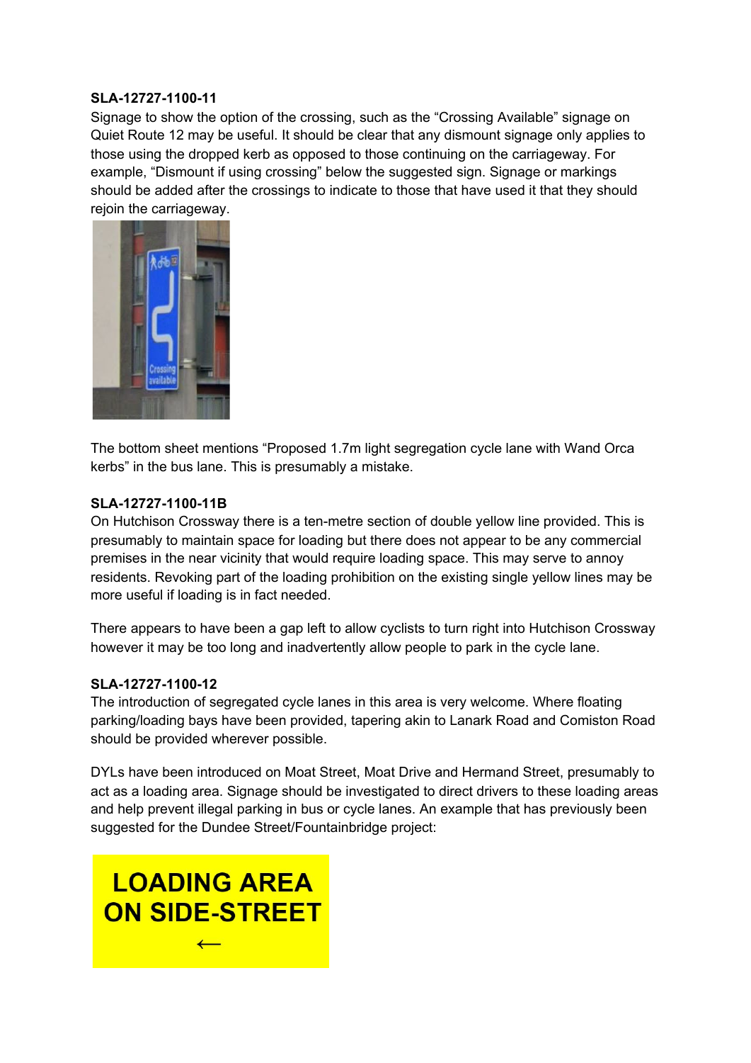**SLA-12727-1100-11**

Signage to show the option of the crossing, such as the "Crossing Available" signage on Quiet Route 12 may be useful. It should be clear that any dismount signage only applies to those using the dropped kerb as opposed to those continuing on the carriageway. For example, "Dismount if using crossing" below the suggested sign. Signage or markings should be added after the crossings to indicate to those that have used it that they should rejoin the carriageway.

The bottom sheet mentions "Proposed 1.7m light segregation cycle lane with Wand Orca kerbs" in the bus lane. This is presumably a mistake.

**SLA-12727-1100-11B**

On Hutchison Crossway there is a ten-metre section of double yellow line provided. This is presumably to maintain space for loading but there does not appear to be any commercial premises in the near vicinity that would require loading space. This may serve to annoy residents. Revoking part of the loading prohibition on the existing single yellow lines may be more useful if loading is in fact needed.

There appears to have been a gap left to allow cyclists to turn right into Hutchison Crossway however it may be too long and inadvertently allow people to park in the cycle lane.

**SLA-12727-1100-12**

The introduction of segregated cycle lanes in this area is very welcome. Where floating parking/loading bays have been provided, tapering akin to Lanark Road and Comiston Road should be provided wherever possible.

DYLs have been introduced on Moat Street, Moat Drive and Hermand Street, presumably to act as a loading area. Signage should be investigated to direct drivers to these loading areas and help prevent illegal parking in bus or cycle lanes. An example that has previously been suggested for the Dundee Street/Fountainbridge project:

**LOADING AREA ON SIDE-STREET ←**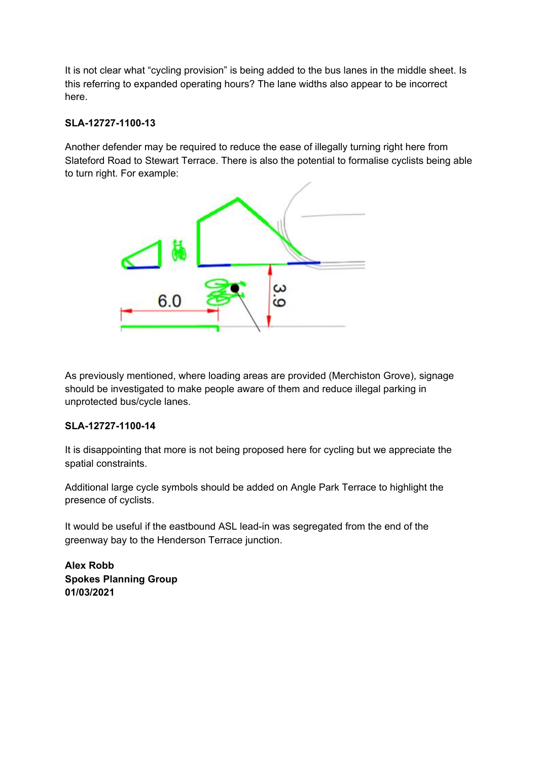It is not clear what “cycling provision” is being added to the bus lanes in the middle sheet. Is this referring to expanded operating hours? The lane widths also appear to be incorrect here.

**SLA-12727-1100-13**

Another defender may be required to reduce the ease of illegally turning right here from Slateford Road to Stewart Terrace. There is also the potential to formalise cyclists being able to turn right. For example:

6.0

3.9

As previously mentioned, where loading areas are provided (Merchiston Grove), signage should be investigated to make people aware of them and reduce illegal parking in unprotected bus/cycle lanes.

**SLA-12727-1100-14**

It is disappointing that more is not being proposed here for cycling but we appreciate the spatial constraints.

Additional large cycle symbols should be added on Angle Park Terrace to highlight the presence of cyclists.

It would be useful if the eastbound ASL lead-in was segregated from the end of the greenway bay to the Henderson Terrace junction.

**Alex Robb**
**Spokes Planning Group**
**01/03/2021**